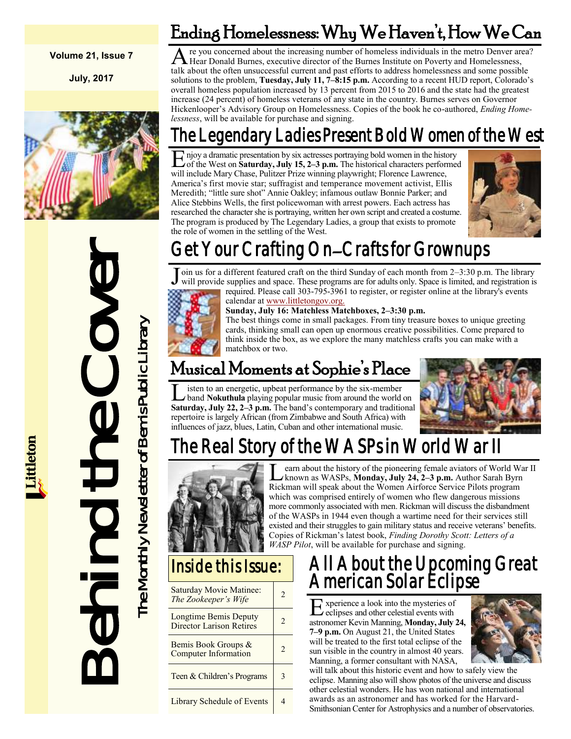Volume 21, Issue 7

July, 2017

# Behind the Cover

The Monthly Newsletter of Bemis Public Library

Littleton

## Ending Homelessness: Why We Haven't, How We Can

Are you concerned about the increasing number of homeless individuals in the metro Denver area? Hear Donald Burnes, executive director of the Burnes Institute on Poverty and Homelessness, talk about the often unsuccessful current and past efforts to address homelessness and some possible solutions to the problem, **Tuesday, July 11, 7–8:15 p.m.** According to a recent HUD report, Colorado's overall homeless population increased by 13 percent from 2015 to 2016 and the state had the greatest increase (24 percent) of homeless veterans of any state in the country. Burnes serves on Governor Hickenlooper's Advisory Group on Homelessness. Copies of the book he co-authored, *Ending Homelessness*, will be available for purchase and signing.

## The Legendary Ladies Present Bold Women of the West

Enjoy a dramatic presentation by six actresses portraying bold women in the history of the West on **Saturday, July 15, 2–3 p.m.** The historical characters performed will include Mary Chase, Pulitzer Prize winning playwright; Florence Lawrence, America's first movie star; suffragist and temperance movement activist, Ellis Meredith; "little sure shot" Annie Oakley; infamous outlaw Bonnie Parker; and Alice Stebbins Wells, the first policewoman with arrest powers. Each actress has researched the character she is portraying, written her own script and created a costume. The program is produced by The Legendary Ladies, a group that exists to promote the role of women in the settling of the West.

## Get Your Crafting On—Crafts for Grownups

Join us for a different featured craft on the third Sunday of each month from 2–3:30 p.m. The library will provide supplies and space. These programs are for adults only. Space is limited, and registration is required. Please call 303-795-3961 to register, or register online at the library's events calendar at www.littletongov.org.

**Sunday, July 16: Matchless Matchboxes, 2–3:30 p.m.**

The best things come in small packages. From tiny treasure boxes to unique greeting cards, thinking small can open up enormous creative possibilities. Come prepared to think inside the box, as we explore the many matchless crafts you can make with a matchbox or two.

## Musical Moments at Sophie's Place

Listen to an energetic, upbeat performance by the six-member band **Nokuthula** playing popular music from around the world on **Saturday, July 22, 2–3 p.m.** The band's contemporary and traditional repertoire is largely African (from Zimbabwe and South Africa) with influences of jazz, blues, Latin, Cuban and other international music.

## The Real Story of the WASPs in World War II

Learn about the history of the pioneering female aviators of World War II known as WASPs, **Monday, July 24, 2–3 p.m.** Author Sarah Byrn Rickman will speak about the Women Airforce Service Pilots program which was comprised entirely of women who flew dangerous missions more commonly associated with men. Rickman will discuss the disbandment of the WASPs in 1944 even though a wartime need for their services still existed and their struggles to gain military status and receive veterans' benefits. Copies of Rickman's latest book, *Finding Dorothy Scott: Letters of a WASP Pilot*, will be available for purchase and signing.

## Inside this Issue:

| | |
|---|---|
| Saturday Movie Matinee: *The Zookeeper's Wife* | 2 |
| Longtime Bemis Deputy Director Larison Retires | 2 |
| Bemis Book Groups & Computer Information | 2 |
| Teen & Children's Programs | 3 |
| Library Schedule of Events | 4 |

## All About the Upcoming Great American Solar Eclipse

Experience a look into the mysteries of eclipses and other celestial events with astronomer Kevin Manning, **Monday, July 24, 7–9 p.m.** On August 21, the United States will be treated to the first total eclipse of the sun visible in the country in almost 40 years. Manning, a former consultant with NASA, will talk about this historic event and how to safely view the eclipse. Manning also will show photos of the universe and discuss other celestial wonders. He has won national and international awards as an astronomer and has worked for the Harvard-Smithsonian Center for Astrophysics and a number of observatories.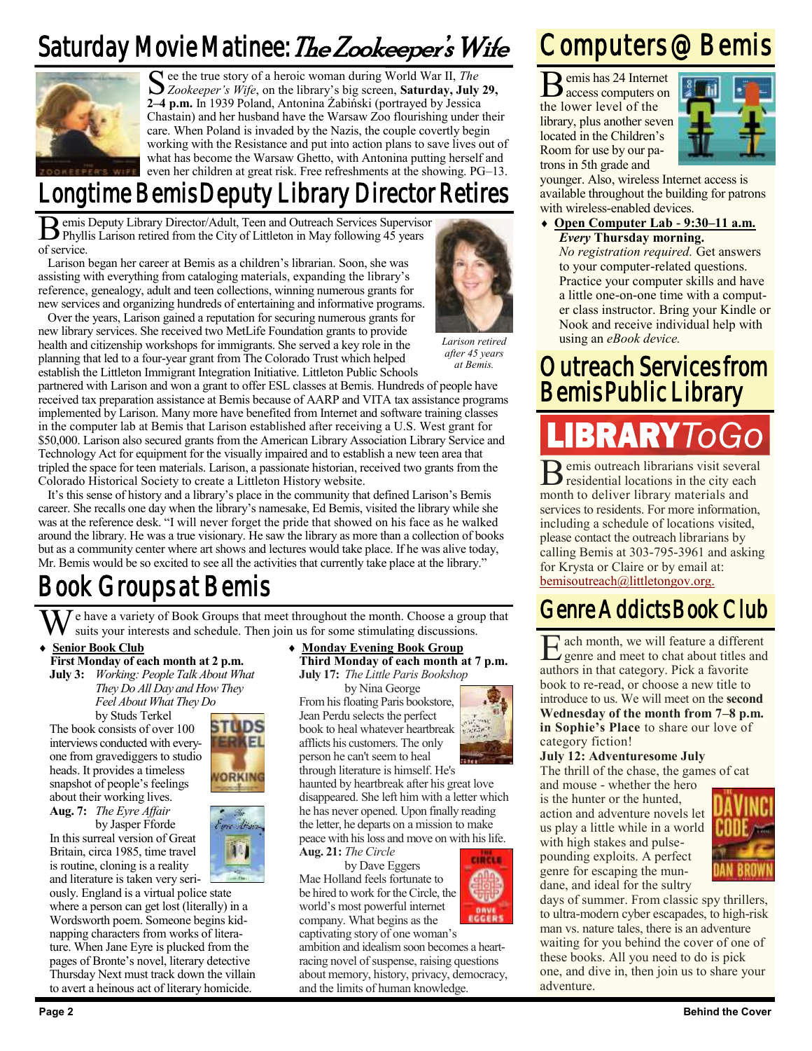# Saturday Movie Matinee: *The Zookeeper's Wife*

See the true story of a heroic woman during World War II, *The Zookeeper's Wife*, on the library's big screen, **Saturday, July 29, 2–4 p.m.** In 1939 Poland, Antonina Żabiński (portrayed by Jessica Chastain) and her husband have the Warsaw Zoo flourishing under their care. When Poland is invaded by the Nazis, the couple covertly begin working with the Resistance and put into action plans to save lives out of what has become the Warsaw Ghetto, with Antonina putting herself and even her children at great risk. Free refreshments at the showing. PG–13.

# Longtime Bemis Deputy Library Director Retires

Bemis Deputy Library Director/Adult, Teen and Outreach Services Supervisor Phyllis Larison retired from the City of Littleton in May following 45 years of service.

Larison began her career at Bemis as a children's librarian. Soon, she was assisting with everything from cataloging materials, expanding the library's reference, genealogy, adult and teen collections, winning numerous grants for new services and organizing hundreds of entertaining and informative programs.

Over the years, Larison gained a reputation for securing numerous grants for new library services. She received two MetLife Foundation grants to provide health and citizenship workshops for immigrants. She served a key role in the planning that led to a four-year grant from The Colorado Trust which helped establish the Littleton Immigrant Integration Initiative. Littleton Public Schools partnered with Larison and won a grant to offer ESL classes at Bemis. Hundreds of people have received tax preparation assistance at Bemis because of AARP and VITA tax assistance programs implemented by Larison. Many more have benefited from Internet and software training classes in the computer lab at Bemis that Larison established after receiving a U.S. West grant for $50,000. Larison also secured grants from the American Library Association Library Service and Technology Act for equipment for the visually impaired and to establish a new teen area that tripled the space for teen materials. Larison, a passionate historian, received two grants from the Colorado Historical Society to create a Littleton History website.

*Larison retired after 45 years at Bemis.*

It's this sense of history and a library's place in the community that defined Larison's Bemis career. She recalls one day when the library's namesake, Ed Bemis, visited the library while she was at the reference desk. "I will never forget the pride that showed on his face as he walked around the library. He was a true visionary. He saw the library as more than a collection of books but as a community center where art shows and lectures would take place. If he was alive today, Mr. Bemis would be so excited to see all the activities that currently take place at the library."

# Book Groups at Bemis

We have a variety of Book Groups that meet throughout the month. Choose a group that suits your interests and schedule. Then join us for some stimulating discussions.

- **Senior Book Club**
  **First Monday of each month at 2 p.m.**
  **July 3:** *Working: People Talk About What They Do All Day and How They Feel About What They Do* by Studs Terkel
  The book consists of over 100 interviews conducted with everyone from gravediggers to studio heads. It provides a timeless snapshot of people's feelings about their working lives.
  **Aug. 7:** *The Eyre Affair* by Jasper Fforde
  In this surreal version of Great Britain, circa 1985, time travel is routine, cloning is a reality and literature is taken very seriously. England is a virtual police state where a person can get lost (literally) in a Wordsworth poem. Someone begins kidnapping characters from works of literature. When Jane Eyre is plucked from the pages of Bronte's novel, literary detective Thursday Next must track down the villain to avert a heinous act of literary homicide.

- **Monday Evening Book Group**
  **Third Monday of each month at 7 p.m.**
  **July 17:** *The Little Paris Bookshop* by Nina George
  From his floating Paris bookstore, Jean Perdu selects the perfect book to heal whatever heartbreak afflicts his customers. The only person he can't seem to heal through literature is himself. He's haunted by heartbreak after his great love disappeared. She left him with a letter which he has never opened. Upon finally reading the letter, he departs on a mission to make peace with his loss and move on with his life.
  **Aug. 21:** *The Circle* by Dave Eggers
  Mae Holland feels fortunate to be hired to work for the Circle, the world's most powerful internet company. What begins as the captivating story of one woman's ambition and idealism soon becomes a heart-racing novel of suspense, raising questions about memory, history, privacy, democracy, and the limits of human knowledge.

# Computers @ Bemis

Bemis has 24 Internet access computers on the lower level of the library, plus another seven located in the Children's Room for use by our patrons in 5th grade and younger. Also, wireless Internet access is available throughout the building for patrons with wireless-enabled devices.

- **Open Computer Lab - 9:30–11 a.m.**
  ***Every* Thursday morning.**
  *No registration required.* Get answers to your computer-related questions. Practice your computer skills and have a little one-on-one time with a computer class instructor. Bring your Kindle or Nook and receive individual help with using an *eBook device.*

# Outreach Services from Bemis Public Library

**LIBRARY** *ToGo*

Bemis outreach librarians visit several residential locations in the city each month to deliver library materials and services to residents. For more information, including a schedule of locations visited, please contact the outreach librarians by calling Bemis at 303-795-3961 and asking for Krysta or Claire or by email at: bemisoutreach@littletongov.org.

# Genre Addicts Book Club

Each month, we will feature a different genre and meet to chat about titles and authors in that category. Pick a favorite book to re-read, or choose a new title to introduce to us. We will meet on the **second Wednesday of the month from 7–8 p.m. in Sophie's Place** to share our love of category fiction!

**July 12: Adventuresome July**

The thrill of the chase, the games of cat and mouse - whether the hero is the hunter or the hunted, action and adventure novels let us play a little while in a world with high stakes and pulse-pounding exploits. A perfect genre for escaping the mundane, and ideal for the sultry days of summer. From classic spy thrillers, to ultra-modern cyber escapades, to high-risk man vs. nature tales, there is an adventure waiting for you behind the cover of one of these books. All you need to do is pick one, and dive in, then join us to share your adventure.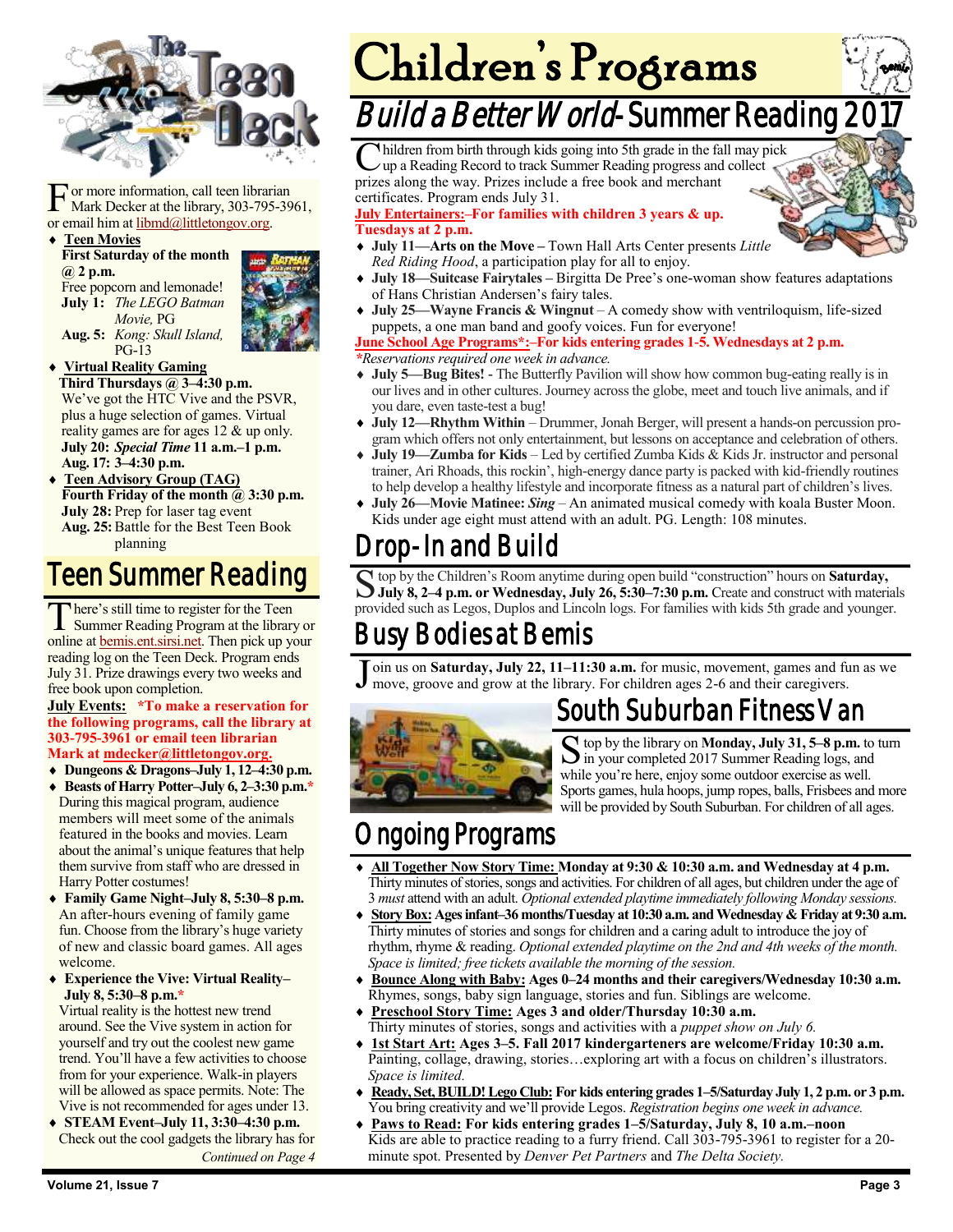# The Teen Deck

For more information, call teen librarian Mark Decker at the library, 303-795-3961, or email him at libmd@littletongov.org.

- **Teen Movies**
  **First Saturday of the month @ 2 p.m.**
  Free popcorn and lemonade!
  **July 1:** *The LEGO Batman Movie,* PG
  **Aug. 5:** *Kong: Skull Island,* PG-13
- **Virtual Reality Gaming**
  **Third Thursdays @ 3–4:30 p.m.**
  We've got the HTC Vive and the PSVR, plus a huge selection of games. Virtual reality games are for ages 12 & up only.
  **July 20:** ***Special Time*** **11 a.m.–1 p.m.**
  **Aug. 17: 3–4:30 p.m.**
- **Teen Advisory Group (TAG)**
  **Fourth Friday of the month @ 3:30 p.m.**
  **July 28:** Prep for laser tag event
  **Aug. 25:** Battle for the Best Teen Book planning

## Teen Summer Reading

There's still time to register for the Teen Summer Reading Program at the library or online at bemis.ent.sirsi.net. Then pick up your reading log on the Teen Deck. Program ends July 31. Prize drawings every two weeks and free book upon completion.

**July Events:** ***To make a reservation for the following programs, call the library at 303-795-3961 or email teen librarian Mark at mdecker@littletongov.org.**

- **Dungeons & Dragons–July 1, 12–4:30 p.m.**
- **Beasts of Harry Potter–July 6, 2–3:30 p.m.*** During this magical program, audience members will meet some of the animals featured in the books and movies. Learn about the animal's unique features that help them survive from staff who are dressed in Harry Potter costumes!
- **Family Game Night–July 8, 5:30–8 p.m.** An after-hours evening of family game fun. Choose from the library's huge variety of new and classic board games. All ages welcome.
- **Experience the Vive: Virtual Reality–July 8, 5:30–8 p.m.*** Virtual reality is the hottest new trend around. See the Vive system in action for yourself and try out the coolest new game trend. You'll have a few activities to choose from for your experience. Walk-in players will be allowed as space permits. Note: The Vive is not recommended for ages under 13.
- **STEAM Event–July 11, 3:30–4:30 p.m.** Check out the cool gadgets the library has for

*Continued on Page 4*

# Children's Programs

## *Build a Better World*- Summer Reading 2017

Children from birth through kids going into 5th grade in the fall may pick up a Reading Record to track Summer Reading progress and collect prizes along the way. Prizes include a free book and merchant certificates. Program ends July 31.

**July Entertainers:–For families with children 3 years & up. Tuesdays at 2 p.m.**

- **July 11—Arts on the Move –** Town Hall Arts Center presents *Little Red Riding Hood*, a participation play for all to enjoy.
- **July 18—Suitcase Fairytales –** Birgitta De Pree's one-woman show features adaptations of Hans Christian Andersen's fairy tales.
- **July 25—Wayne Francis & Wingnut** – A comedy show with ventriloquism, life-sized puppets, a one man band and goofy voices. Fun for everyone!

**June School Age Programs*:–For kids entering grades 1-5. Wednesdays at 2 p.m.**
**Reservations required one week in advance.*

- **July 5—Bug Bites!** - The Butterfly Pavilion will show how common bug-eating really is in our lives and in other cultures. Journey across the globe, meet and touch live animals, and if you dare, even taste-test a bug!
- **July 12—Rhythm Within** – Drummer, Jonah Berger, will present a hands-on percussion program which offers not only entertainment, but lessons on acceptance and celebration of others.
- **July 19—Zumba for Kids** – Led by certified Zumba Kids & Kids Jr. instructor and personal trainer, Ari Rhoads, this rockin', high-energy dance party is packed with kid-friendly routines to help develop a healthy lifestyle and incorporate fitness as a natural part of children's lives.
- **July 26—Movie Matinee:** ***Sing*** – An animated musical comedy with koala Buster Moon. Kids under age eight must attend with an adult. PG. Length: 108 minutes.

## Drop-In and Build

Stop by the Children's Room anytime during open build "construction" hours on **Saturday, July 8, 2–4 p.m. or Wednesday, July 26, 5:30–7:30 p.m.** Create and construct with materials provided such as Legos, Duplos and Lincoln logs. For families with kids 5th grade and younger.

## Busy Bodies at Bemis

Join us on **Saturday, July 22, 11–11:30 a.m.** for music, movement, games and fun as we move, groove and grow at the library. For children ages 2-6 and their caregivers.

## South Suburban Fitness Van

Stop by the library on **Monday, July 31, 5–8 p.m.** to turn in your completed 2017 Summer Reading logs, and while you're here, enjoy some outdoor exercise as well. Sports games, hula hoops, jump ropes, balls, Frisbees and more will be provided by South Suburban. For children of all ages.

## Ongoing Programs

- **All Together Now Story Time: Monday at 9:30 & 10:30 a.m. and Wednesday at 4 p.m.** Thirty minutes of stories, songs and activities. For children of all ages, but children under the age of 3 *must* attend with an adult. *Optional extended playtime immediately following Monday sessions.*
- **Story Box: Ages infant–36 months/Tuesday at 10:30 a.m. and Wednesday & Friday at 9:30 a.m.** Thirty minutes of stories and songs for children and a caring adult to introduce the joy of rhythm, rhyme & reading. *Optional extended playtime on the 2nd and 4th weeks of the month. Space is limited; free tickets available the morning of the session.*
- **Bounce Along with Baby: Ages 0–24 months and their caregivers/Wednesday 10:30 a.m.** Rhymes, songs, baby sign language, stories and fun. Siblings are welcome.
- **Preschool Story Time: Ages 3 and older/Thursday 10:30 a.m.** Thirty minutes of stories, songs and activities with a *puppet show on July 6.*
- **1st Start Art: Ages 3–5. Fall 2017 kindergarteners are welcome/Friday 10:30 a.m.** Painting, collage, drawing, stories…exploring art with a focus on children's illustrators. *Space is limited.*
- **Ready, Set, BUILD! Lego Club: For kids entering grades 1–5/Saturday July 1, 2 p.m. or 3 p.m.** You bring creativity and we'll provide Legos. *Registration begins one week in advance.*
- **Paws to Read: For kids entering grades 1–5/Saturday, July 8, 10 a.m.–noon** Kids are able to practice reading to a furry friend. Call 303-795-3961 to register for a 20-minute spot. Presented by *Denver Pet Partners* and *The Delta Society.*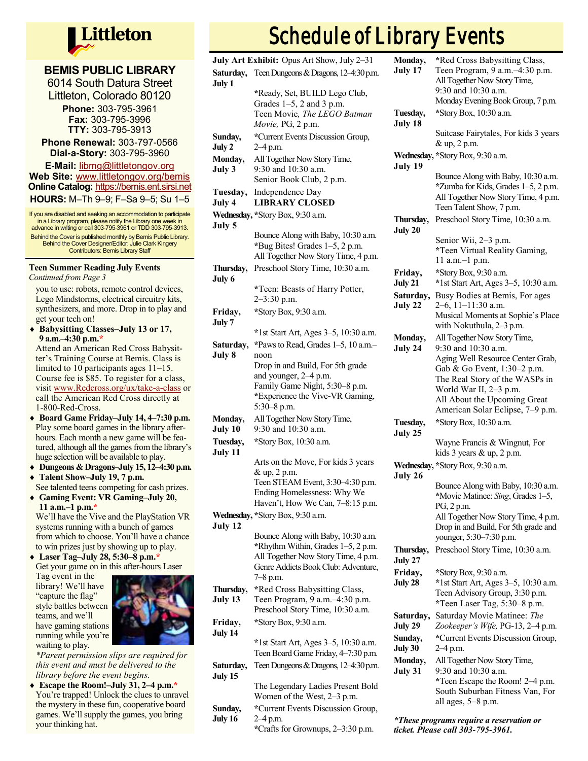# Littleton

## BEMIS PUBLIC LIBRARY

6014 South Datura Street
Littleton, Colorado 80120

**Phone:** 303-795-3961
**Fax:** 303-795-3996
**TTY:** 303-795-3913

**Phone Renewal:** 303-797-0566
**Dial-a-Story:** 303-795-3960

**E-Mail:** libmg@littletongov.org
**Web Site:** www.littletongov.org/bemis
**Online Catalog:** https://bemis.ent.sirsi.net
**HOURS:** M–Th 9–9; F–Sa 9–5; Su 1–5

If you are disabled and seeking an accommodation to participate in a Library program, please notify the Library one week in advance in writing or call 303-795-3961 or TDD 303-795-3913.

Behind the Cover is published monthly by Bemis Public Library.
Behind the Cover Designer/Editor: Julie Clark Kingery
Contributors: Bemis Library Staff

### Teen Summer Reading July Events

*Continued from Page 3*

you to use: robots, remote control devices, Lego Mindstorms, electrical circuitry kits, synthesizers, and more. Drop in to play and get your tech on!

- **Babysitting Classes–July 13 or 17, 9 a.m.–4:30 p.m.***
  Attend an American Red Cross Babysitter's Training Course at Bemis. Class is limited to 10 participants ages 11–15. Course fee is $85. To register for a class, visit www.Redcross.org/ux/take-a-class or call the American Red Cross directly at 1-800-Red-Cross.
- **Board Game Friday–July 14, 4–7:30 p.m.**
  Play some board games in the library after-hours. Each month a new game will be featured, although all the games from the library's huge selection will be available to play.
- **Dungeons & Dragons–July 15, 12–4:30 p.m.**
- **Talent Show–July 19, 7 p.m.**
  See talented teens competing for cash prizes.
- **Gaming Event: VR Gaming–July 20, 11 a.m.–1 p.m.***
  We'll have the Vive and the PlayStation VR systems running with a bunch of games from which to choose. You'll have a chance to win prizes just by showing up to play.
- **Laser Tag–July 28, 5:30–8 p.m.***
  Get your game on in this after-hours Laser Tag event in the library! We'll have "capture the flag" style battles between teams, and we'll have gaming stations running while you're waiting to play.
  *\*Parent permission slips are required for this event and must be delivered to the library before the event begins.*
- **Escape the Room!–July 31, 2–4 p.m.***
  You're trapped! Unlock the clues to unravel the mystery in these fun, cooperative board games. We'll supply the games, you bring your thinking hat.

# Schedule of Library Events

**July Art Exhibit:** Opus Art Show, July 2–31

**Saturday, July 1**
Teen Dungeons & Dragons, 12–4:30 p.m.
*Ready, Set, BUILD Lego Club, Grades 1–5, 2 and 3 p.m.
Teen Movie, *The LEGO Batman Movie,* PG, 2 p.m.

**Sunday, July 2**
*Current Events Discussion Group, 2–4 p.m.

**Monday, July 3**
All Together Now Story Time, 9:30 and 10:30 a.m.
Senior Book Club, 2 p.m.

**Tuesday, July 4**
Independence Day
**LIBRARY CLOSED**

**Wednesday, July 5**
*Story Box, 9:30 a.m.
Bounce Along with Baby, 10:30 a.m.
*Bug Bites! Grades 1–5, 2 p.m.
All Together Now Story Time, 4 p.m.

**Thursday, July 6**
Preschool Story Time, 10:30 a.m.
*Teen: Beasts of Harry Potter, 2–3:30 p.m.

**Friday, July 7**
*Story Box, 9:30 a.m.
*1st Start Art, Ages 3–5, 10:30 a.m.

**Saturday, July 8**
*Paws to Read, Grades 1–5, 10 a.m.–noon
Drop in and Build, For 5th grade and younger, 2–4 p.m.
Family Game Night, 5:30–8 p.m.
*Experience the Vive-VR Gaming, 5:30–8 p.m.

**Monday, July 10**
All Together Now Story Time, 9:30 and 10:30 a.m.

**Tuesday, July 11**
*Story Box, 10:30 a.m.
Arts on the Move, For kids 3 years & up, 2 p.m.
Teen STEAM Event, 3:30–4:30 p.m.
Ending Homelessness: Why We Haven't, How We Can, 7–8:15 p.m.

**Wednesday, July 12**
*Story Box, 9:30 a.m.
Bounce Along with Baby, 10:30 a.m.
*Rhythm Within, Grades 1–5, 2 p.m.
All Together Now Story Time, 4 p.m.
Genre Addicts Book Club: Adventure, 7–8 p.m.

**Thursday, July 13**
*Red Cross Babysitting Class, Teen Program, 9 a.m.–4:30 p.m.
Preschool Story Time, 10:30 a.m.

**Friday, July 14**
*Story Box, 9:30 a.m.
*1st Start Art, Ages 3–5, 10:30 a.m.
Teen Board Game Friday, 4–7:30 p.m.

**Saturday, July 15**
Teen Dungeons & Dragons, 12–4:30 p.m.
The Legendary Ladies Present Bold Women of the West, 2–3 p.m.

**Sunday, July 16**
*Current Events Discussion Group, 2–4 p.m.
*Crafts for Grownups, 2–3:30 p.m.

**Monday, July 17**
*Red Cross Babysitting Class, Teen Program, 9 a.m.–4:30 p.m.
All Together Now Story Time, 9:30 and 10:30 a.m.
Monday Evening Book Group, 7 p.m.

**Tuesday, July 18**
*Story Box, 10:30 a.m.
Suitcase Fairytales, For kids 3 years & up, 2 p.m.

**Wednesday, July 19**
*Story Box, 9:30 a.m.
Bounce Along with Baby, 10:30 a.m.
*Zumba for Kids, Grades 1–5, 2 p.m.
All Together Now Story Time, 4 p.m.
Teen Talent Show, 7 p.m.

**Thursday, July 20**
Preschool Story Time, 10:30 a.m.
Senior Wii, 2–3 p.m.
*Teen Virtual Reality Gaming, 11 a.m.–1 p.m.

**Friday, July 21**
*Story Box, 9:30 a.m.
*1st Start Art, Ages 3–5, 10:30 a.m.

**Saturday, July 22**
Busy Bodies at Bemis, For ages 2–6, 11–11:30 a.m.
Musical Moments at Sophie's Place with Nokuthula, 2–3 p.m.

**Monday, July 24**
All Together Now Story Time, 9:30 and 10:30 a.m.
Aging Well Resource Center Grab, Gab & Go Event, 1:30–2 p.m.
The Real Story of the WASPs in World War II, 2–3 p.m.
All About the Upcoming Great American Solar Eclipse, 7–9 p.m.

**Tuesday, July 25**
*Story Box, 10:30 a.m.
Wayne Francis & Wingnut, For kids 3 years & up, 2 p.m.

**Wednesday, July 26**
*Story Box, 9:30 a.m.
Bounce Along with Baby, 10:30 a.m.
*Movie Matinee: *Sing*, Grades 1–5, PG, 2 p.m.
All Together Now Story Time, 4 p.m.
Drop in and Build, For 5th grade and younger, 5:30–7:30 p.m.

**Thursday, July 27**
Preschool Story Time, 10:30 a.m.

**Friday, July 28**
*Story Box, 9:30 a.m.
*1st Start Art, Ages 3–5, 10:30 a.m.
Teen Advisory Group, 3:30 p.m.
*Teen Laser Tag, 5:30–8 p.m.

**Saturday, July 29**
Saturday Movie Matinee: *The Zookeeper's Wife,* PG-13, 2–4 p.m.

**Sunday, July 30**
*Current Events Discussion Group, 2–4 p.m.

**Monday, July 31**
All Together Now Story Time, 9:30 and 10:30 a.m.
*Teen Escape the Room! 2–4 p.m.
South Suburban Fitness Van, For all ages, 5–8 p.m.

***These programs require a reservation or ticket. Please call 303-795-3961.***